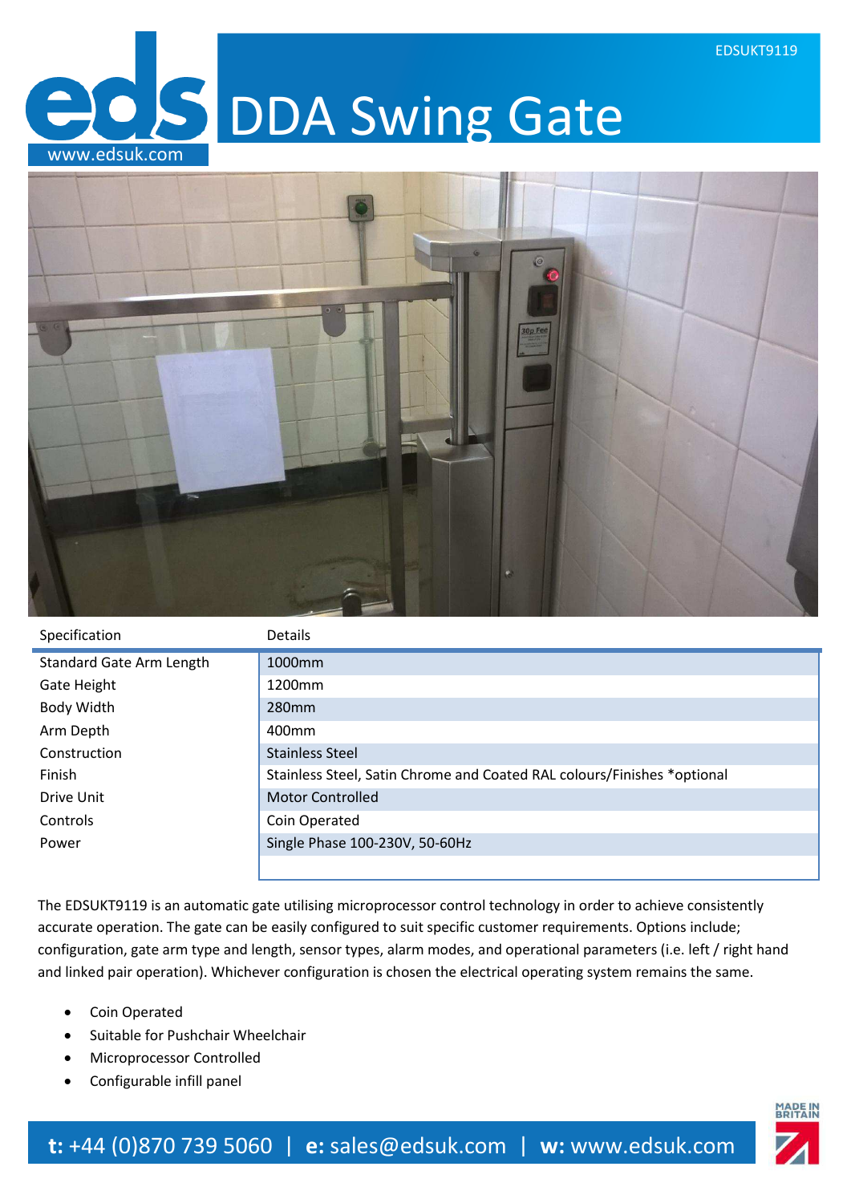EDSUKT9119

# DDA Swing Gate

www.edsuk.com

| Specification | Details |
| --- | --- |
| Standard Gate Arm Length | 1000mm |
| Gate Height | 1200mm |
| Body Width | 280mm |
| Arm Depth | 400mm |
| Construction | Stainless Steel |
| Finish | Stainless Steel, Satin Chrome and Coated RAL colours/Finishes *optional |
| Drive Unit | Motor Controlled |
| Controls | Coin Operated |
| Power | Single Phase 100-230V, 50-60Hz |

The EDSUKT9119 is an automatic gate utilising microprocessor control technology in order to achieve consistently accurate operation. The gate can be easily configured to suit specific customer requirements. Options include; configuration, gate arm type and length, sensor types, alarm modes, and operational parameters (i.e. left / right hand and linked pair operation). Whichever configuration is chosen the electrical operating system remains the same.

- Coin Operated
- Suitable for Pushchair Wheelchair
- Microprocessor Controlled
- Configurable infill panel

**t:** +44 (0)870 739 5060 | **e:** sales@edsuk.com | **w:** www.edsuk.com

MADE IN BRITAIN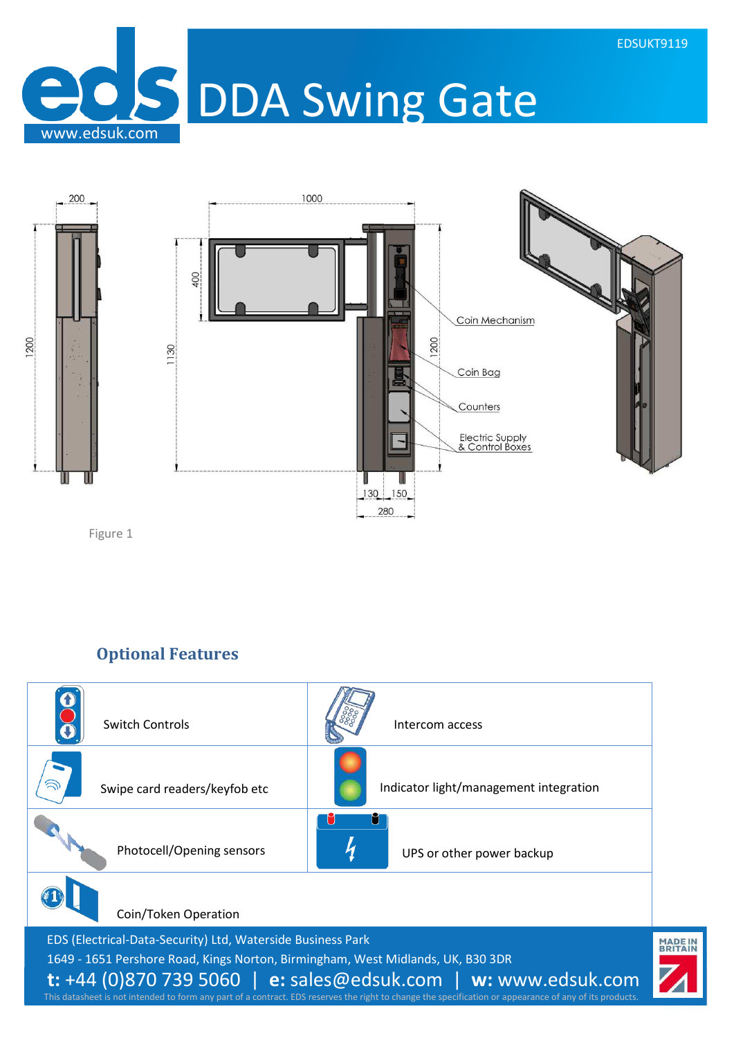EDSUKT9119

# DDA Swing Gate

www.edsuk.com

200

1000

400

1200

1130

1200

Coin Mechanism

Coin Bag

Counters

Electric Supply & Control Boxes

130 150

280

Figure 1

## Optional Features

| | |
|---|---|
| Switch Controls | Intercom access |
| Swipe card readers/keyfob etc | Indicator light/management integration |
| Photocell/Opening sensors | UPS or other power backup |
| Coin/Token Operation | |

EDS (Electrical-Data-Security) Ltd, Waterside Business Park
1649 - 1651 Pershore Road, Kings Norton, Birmingham, West Midlands, UK, B30 3DR

**t:** +44 (0)870 739 5060 | **e:** sales@edsuk.com | **w:** www.edsuk.com

This datasheet is not intended to form any part of a contract. EDS reserves the right to change the specification or appearance of any of its products.

MADE IN BRITAIN